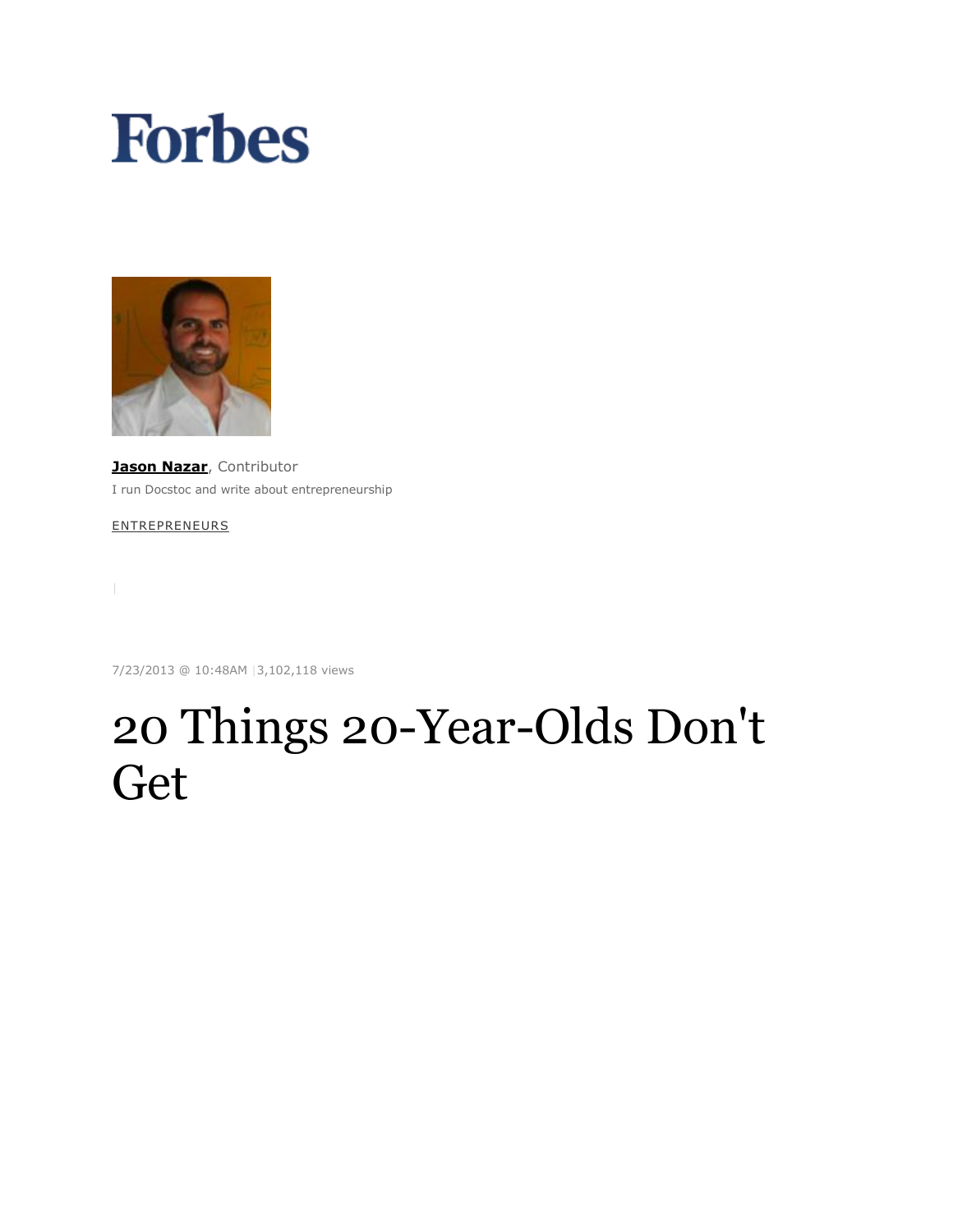Forbes

**Jason Nazar**, Contributor

I run Docstoc and write about entrepreneurship

ENTREPRENEURS

7/23/2013 @ 10:48AM | 3,102,118 views

# 20 Things 20-Year-Olds Don't Get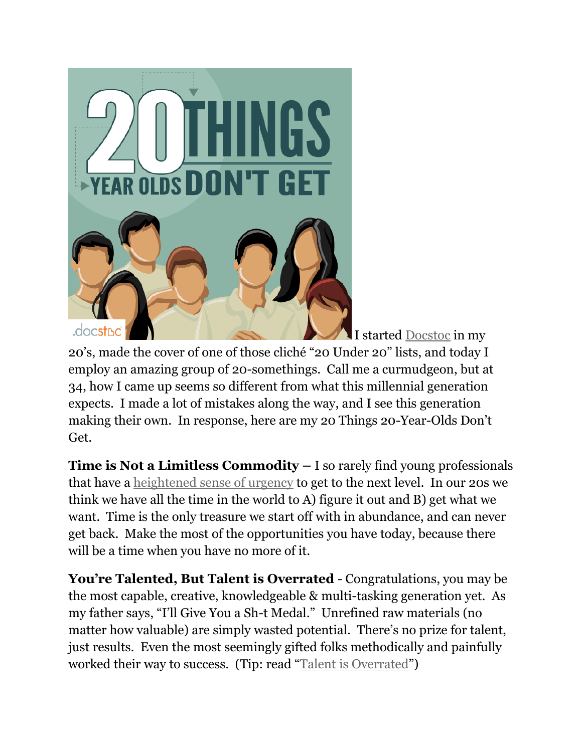I started Docstoc in my 20's, made the cover of one of those cliché "20 Under 20" lists, and today I employ an amazing group of 20-somethings. Call me a curmudgeon, but at 34, how I came up seems so different from what this millennial generation expects. I made a lot of mistakes along the way, and I see this generation making their own. In response, here are my 20 Things 20-Year-Olds Don't Get.

**Time is Not a Limitless Commodity** – I so rarely find young professionals that have a heightened sense of urgency to get to the next level. In our 20s we think we have all the time in the world to A) figure it out and B) get what we want. Time is the only treasure we start off with in abundance, and can never get back. Make the most of the opportunities you have today, because there will be a time when you have no more of it.

**You're Talented, But Talent is Overrated** - Congratulations, you may be the most capable, creative, knowledgeable & multi-tasking generation yet. As my father says, "I'll Give You a Sh-t Medal." Unrefined raw materials (no matter how valuable) are simply wasted potential. There's no prize for talent, just results. Even the most seemingly gifted folks methodically and painfully worked their way to success. (Tip: read "Talent is Overrated")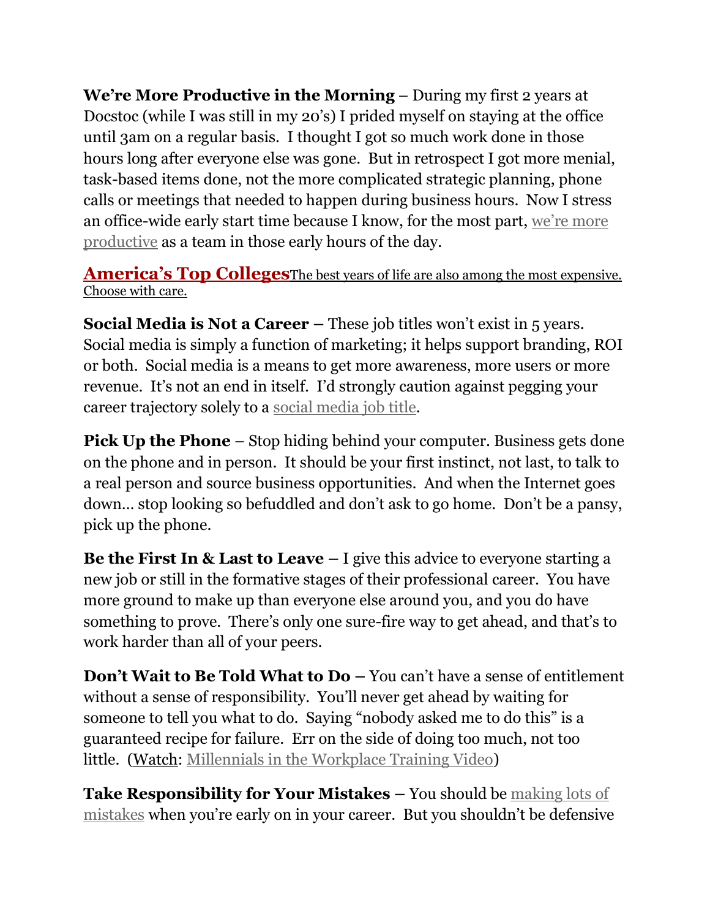**We're More Productive in the Morning** – During my first 2 years at Docstoc (while I was still in my 20's) I prided myself on staying at the office until 3am on a regular basis. I thought I got so much work done in those hours long after everyone else was gone. But in retrospect I got more menial, task-based items done, not the more complicated strategic planning, phone calls or meetings that needed to happen during business hours. Now I stress an office-wide early start time because I know, for the most part, we're more productive as a team in those early hours of the day.

**America's Top Colleges** The best years of life are also among the most expensive. Choose with care.

**Social Media is Not a Career** – These job titles won't exist in 5 years. Social media is simply a function of marketing; it helps support branding, ROI or both. Social media is a means to get more awareness, more users or more revenue. It's not an end in itself. I'd strongly caution against pegging your career trajectory solely to a social media job title.

**Pick Up the Phone** – Stop hiding behind your computer. Business gets done on the phone and in person. It should be your first instinct, not last, to talk to a real person and source business opportunities. And when the Internet goes down… stop looking so befuddled and don't ask to go home. Don't be a pansy, pick up the phone.

**Be the First In & Last to Leave** – I give this advice to everyone starting a new job or still in the formative stages of their professional career. You have more ground to make up than everyone else around you, and you do have something to prove. There's only one sure-fire way to get ahead, and that's to work harder than all of your peers.

**Don't Wait to Be Told What to Do** – You can't have a sense of entitlement without a sense of responsibility. You'll never get ahead by waiting for someone to tell you what to do. Saying "nobody asked me to do this" is a guaranteed recipe for failure. Err on the side of doing too much, not too little. (Watch: Millennials in the Workplace Training Video)

**Take Responsibility for Your Mistakes** – You should be making lots of mistakes when you're early on in your career. But you shouldn't be defensive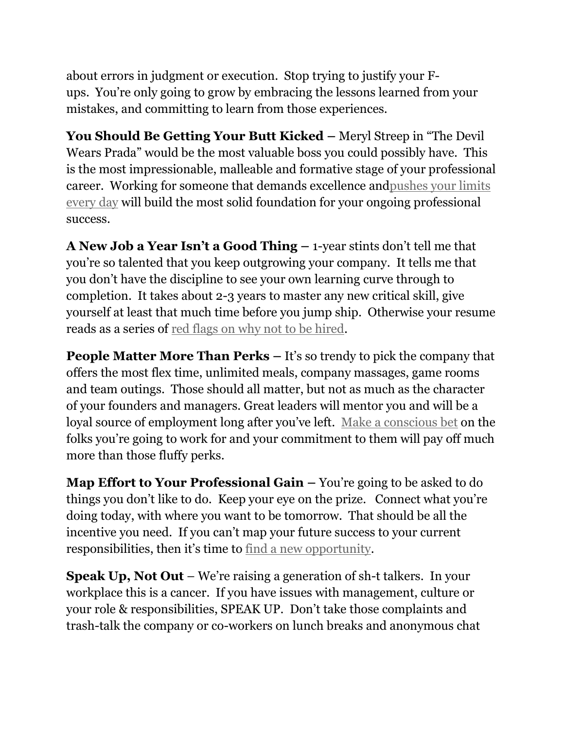about errors in judgment or execution. Stop trying to justify your F-ups. You're only going to grow by embracing the lessons learned from your mistakes, and committing to learn from those experiences.

**You Should Be Getting Your Butt Kicked –** Meryl Streep in "The Devil Wears Prada" would be the most valuable boss you could possibly have. This is the most impressionable, malleable and formative stage of your professional career. Working for someone that demands excellence andpushes your limits every day will build the most solid foundation for your ongoing professional success.

**A New Job a Year Isn't a Good Thing –** 1-year stints don't tell me that you're so talented that you keep outgrowing your company. It tells me that you don't have the discipline to see your own learning curve through to completion. It takes about 2-3 years to master any new critical skill, give yourself at least that much time before you jump ship. Otherwise your resume reads as a series of red flags on why not to be hired.

**People Matter More Than Perks –** It's so trendy to pick the company that offers the most flex time, unlimited meals, company massages, game rooms and team outings. Those should all matter, but not as much as the character of your founders and managers. Great leaders will mentor you and will be a loyal source of employment long after you've left. Make a conscious bet on the folks you're going to work for and your commitment to them will pay off much more than those fluffy perks.

**Map Effort to Your Professional Gain –** You're going to be asked to do things you don't like to do. Keep your eye on the prize. Connect what you're doing today, with where you want to be tomorrow. That should be all the incentive you need. If you can't map your future success to your current responsibilities, then it's time to find a new opportunity.

**Speak Up, Not Out** – We're raising a generation of sh-t talkers. In your workplace this is a cancer. If you have issues with management, culture or your role & responsibilities, SPEAK UP. Don't take those complaints and trash-talk the company or co-workers on lunch breaks and anonymous chat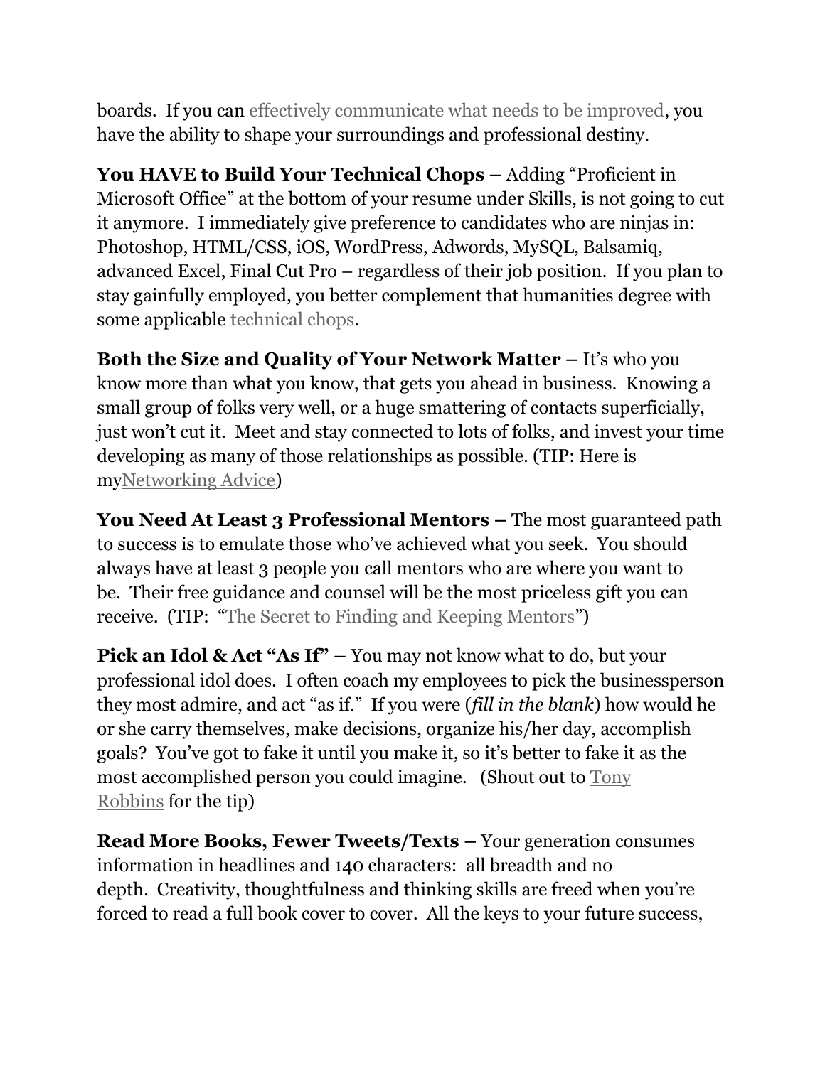boards. If you can effectively communicate what needs to be improved, you have the ability to shape your surroundings and professional destiny.

**You HAVE to Build Your Technical Chops** – Adding "Proficient in Microsoft Office" at the bottom of your resume under Skills, is not going to cut it anymore. I immediately give preference to candidates who are ninjas in: Photoshop, HTML/CSS, iOS, WordPress, Adwords, MySQL, Balsamiq, advanced Excel, Final Cut Pro – regardless of their job position. If you plan to stay gainfully employed, you better complement that humanities degree with some applicable technical chops.

**Both the Size and Quality of Your Network Matter** – It's who you know more than what you know, that gets you ahead in business. Knowing a small group of folks very well, or a huge smattering of contacts superficially, just won't cut it. Meet and stay connected to lots of folks, and invest your time developing as many of those relationships as possible. (TIP: Here is myNetworking Advice)

**You Need At Least 3 Professional Mentors** – The most guaranteed path to success is to emulate those who've achieved what you seek. You should always have at least 3 people you call mentors who are where you want to be. Their free guidance and counsel will be the most priceless gift you can receive. (TIP: "The Secret to Finding and Keeping Mentors")

**Pick an Idol & Act "As If"** – You may not know what to do, but your professional idol does. I often coach my employees to pick the businessperson they most admire, and act "as if." If you were (*fill in the blank*) how would he or she carry themselves, make decisions, organize his/her day, accomplish goals? You've got to fake it until you make it, so it's better to fake it as the most accomplished person you could imagine. (Shout out to Tony Robbins for the tip)

**Read More Books, Fewer Tweets/Texts** – Your generation consumes information in headlines and 140 characters: all breadth and no depth. Creativity, thoughtfulness and thinking skills are freed when you're forced to read a full book cover to cover. All the keys to your future success,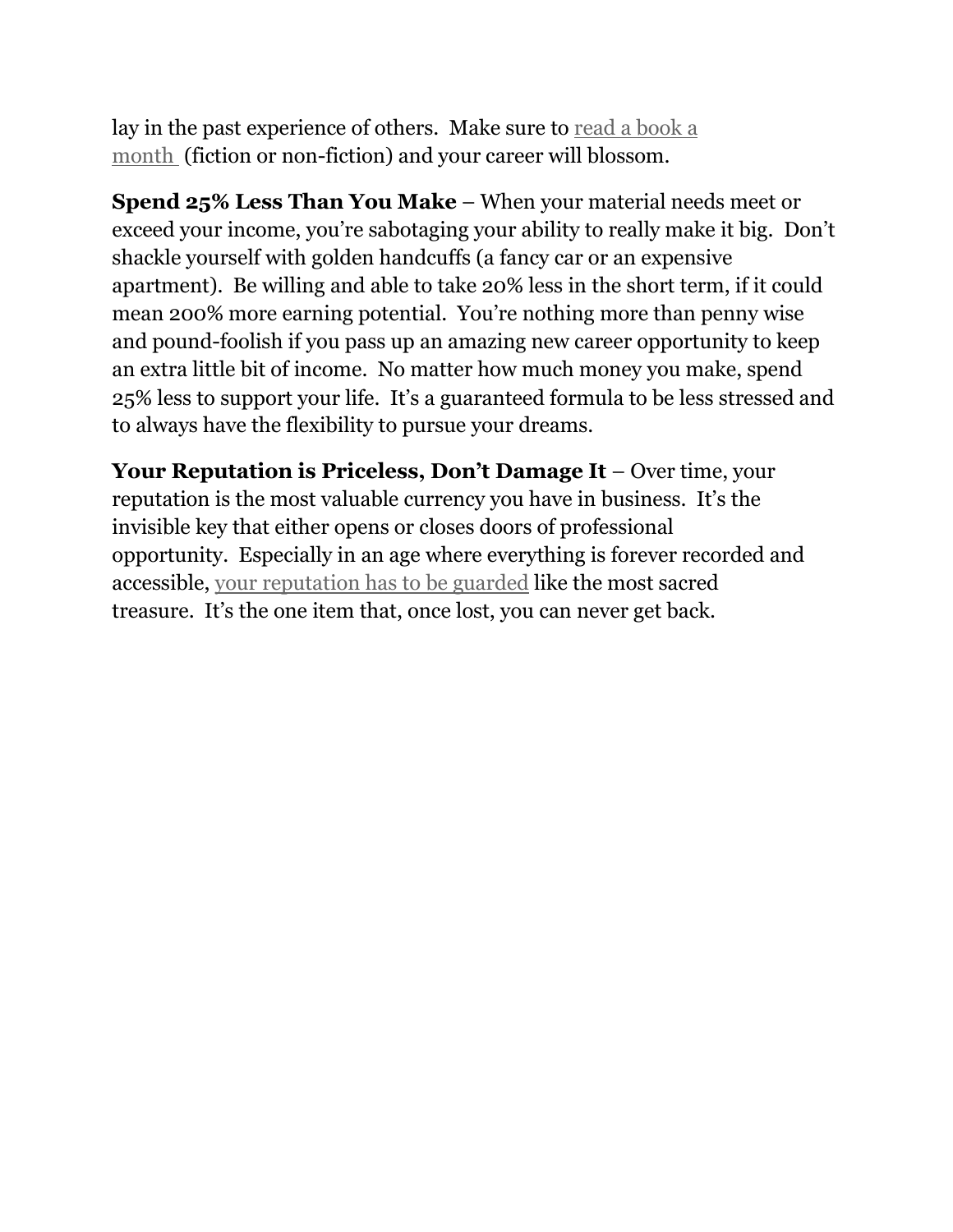lay in the past experience of others. Make sure to read a book a month (fiction or non-fiction) and your career will blossom.

**Spend 25% Less Than You Make** – When your material needs meet or exceed your income, you're sabotaging your ability to really make it big. Don't shackle yourself with golden handcuffs (a fancy car or an expensive apartment). Be willing and able to take 20% less in the short term, if it could mean 200% more earning potential. You're nothing more than penny wise and pound-foolish if you pass up an amazing new career opportunity to keep an extra little bit of income. No matter how much money you make, spend 25% less to support your life. It's a guaranteed formula to be less stressed and to always have the flexibility to pursue your dreams.

**Your Reputation is Priceless, Don't Damage It** – Over time, your reputation is the most valuable currency you have in business. It's the invisible key that either opens or closes doors of professional opportunity. Especially in an age where everything is forever recorded and accessible, your reputation has to be guarded like the most sacred treasure. It's the one item that, once lost, you can never get back.